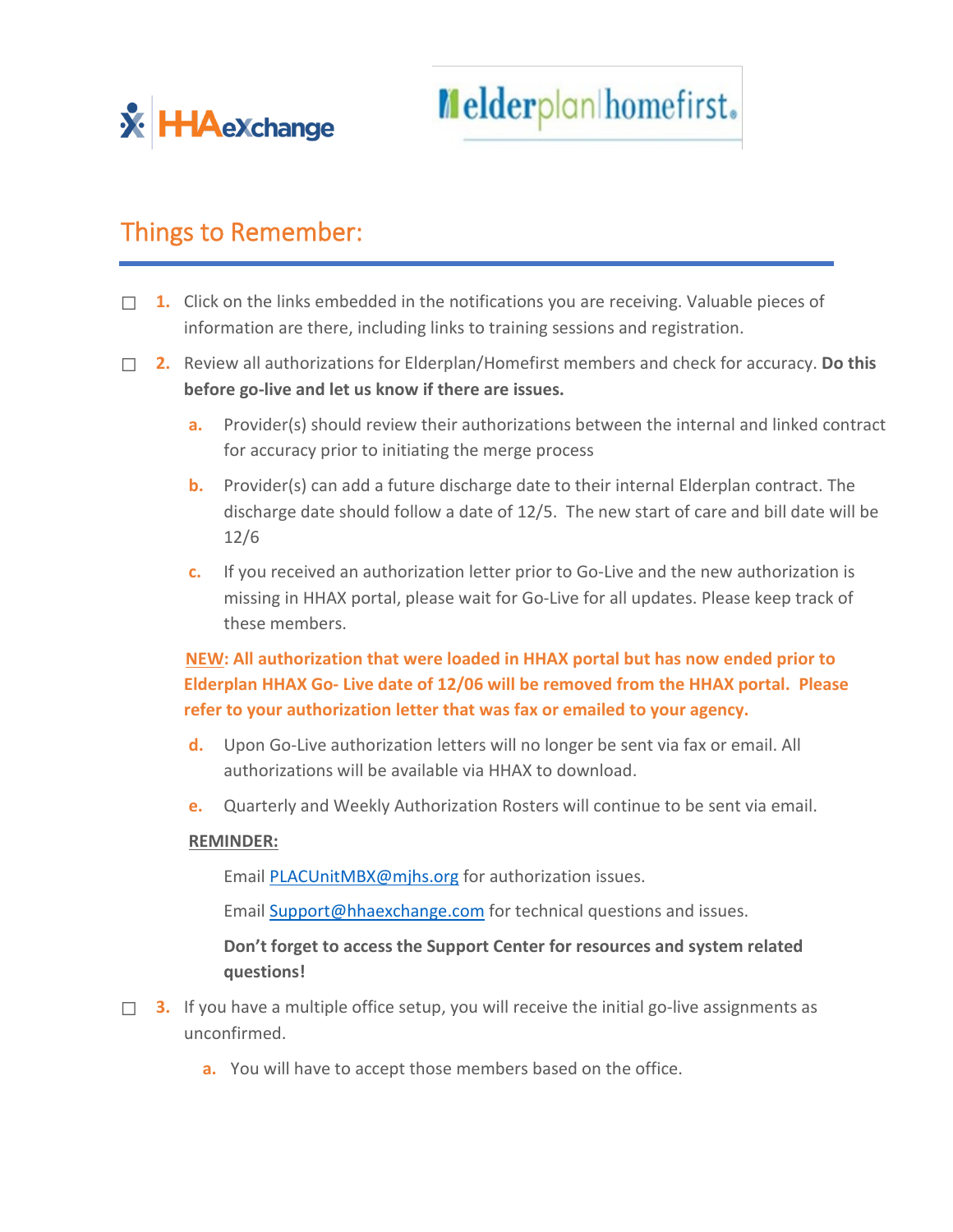## Things to Remember:

- ☐ **1.** Click on the links embedded in the notifications you are receiving. Valuable pieces of information are there, including links to training sessions and registration.
- ☐ **2.** Review all authorizations for Elderplan/Homefirst members and check for accuracy. **Do this before go-live and let us know if there are issues.**
  - **a.** Provider(s) should review their authorizations between the internal and linked contract for accuracy prior to initiating the merge process
  - **b.** Provider(s) can add a future discharge date to their internal Elderplan contract. The discharge date should follow a date of 12/5. The new start of care and bill date will be 12/6
  - **c.** If you received an authorization letter prior to Go-Live and the new authorization is missing in HHAX portal, please wait for Go-Live for all updates. Please keep track of these members.

  **NEW: All authorization that were loaded in HHAX portal but has now ended prior to Elderplan HHAX Go- Live date of 12/06 will be removed from the HHAX portal. Please refer to your authorization letter that was fax or emailed to your agency.**

  - **d.** Upon Go-Live authorization letters will no longer be sent via fax or email. All authorizations will be available via HHAX to download.
  - **e.** Quarterly and Weekly Authorization Rosters will continue to be sent via email.

  **REMINDER:**

  Email PLACUnitMBX@mjhs.org for authorization issues.

  Email Support@hhaexchange.com for technical questions and issues.

  **Don't forget to access the Support Center for resources and system related questions!**

- ☐ **3.** If you have a multiple office setup, you will receive the initial go-live assignments as unconfirmed.
  - **a.** You will have to accept those members based on the office.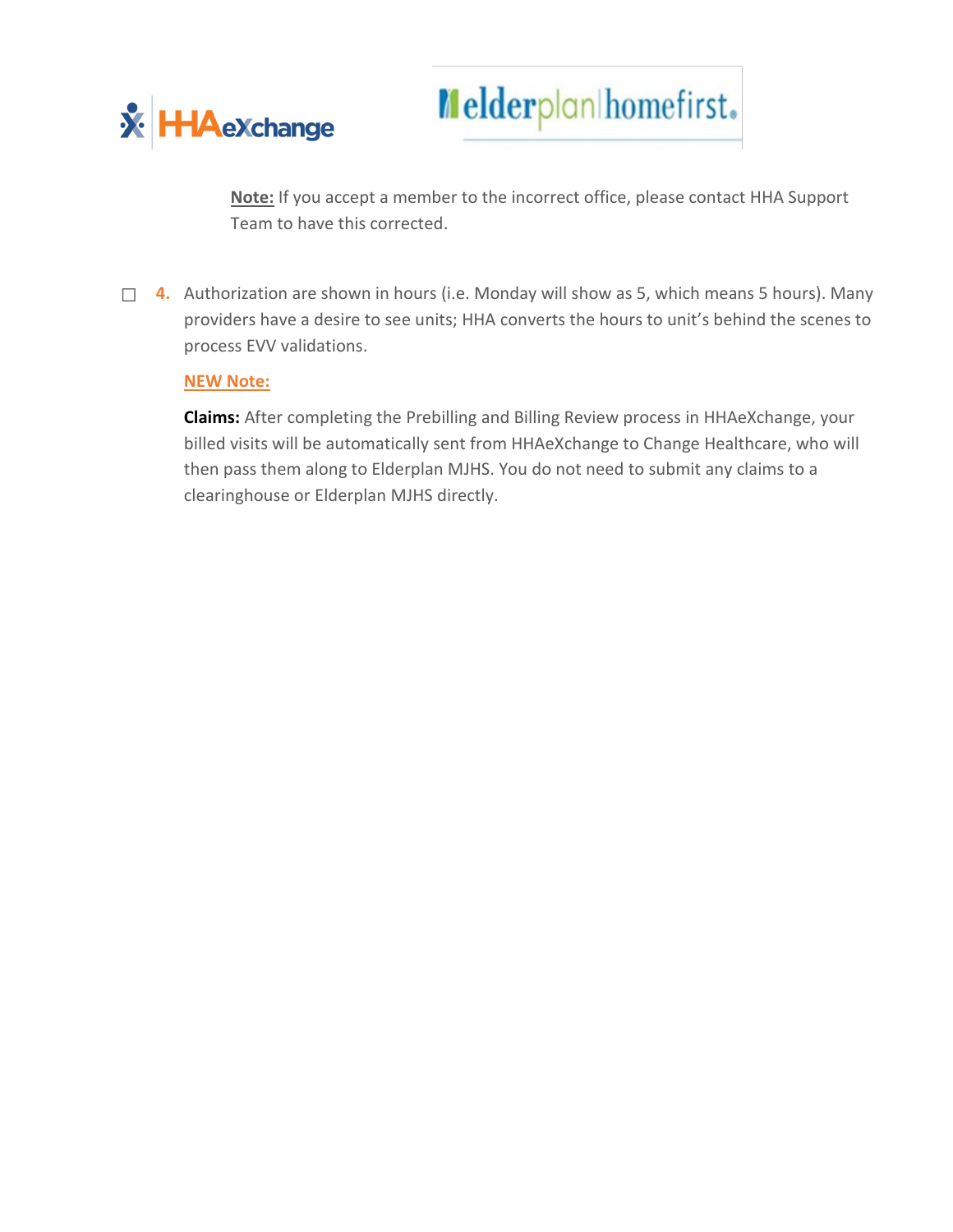**Note:** If you accept a member to the incorrect office, please contact HHA Support Team to have this corrected.

☐ **4.** Authorization are shown in hours (i.e. Monday will show as 5, which means 5 hours). Many providers have a desire to see units; HHA converts the hours to unit's behind the scenes to process EVV validations.

**NEW Note:**

**Claims:** After completing the Prebilling and Billing Review process in HHAeXchange, your billed visits will be automatically sent from HHAeXchange to Change Healthcare, who will then pass them along to Elderplan MJHS. You do not need to submit any claims to a clearinghouse or Elderplan MJHS directly.